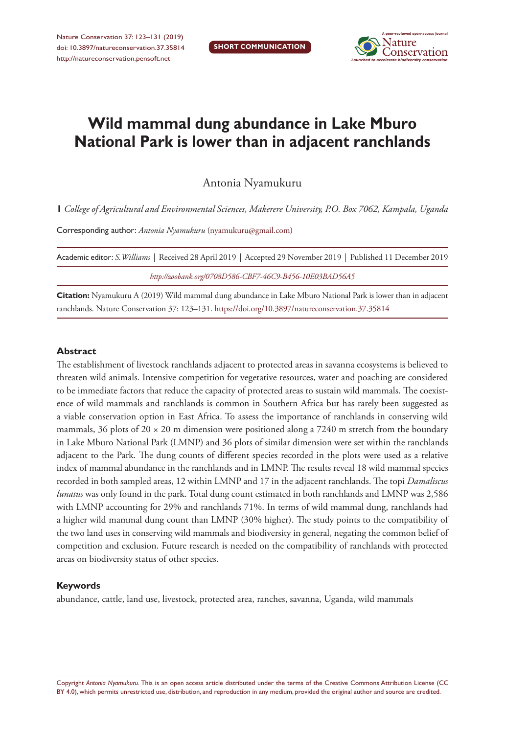SHORT COMMUNICATION

# Wild mammal dung abundance in Lake Mburo National Park is lower than in adjacent ranchlands

Antonia Nyamukuru

**1** *College of Agricultural and Environmental Sciences, Makerere University, P.O. Box 7062, Kampala, Uganda*

Corresponding author: *Antonia Nyamukuru* (nyamukuru@gmail.com)

Academic editor: *S. Williams* | Received 28 April 2019 | Accepted 29 November 2019 | Published 11 December 2019

*http://zoobank.org/0708D586-CBF7-46C9-B456-10E03BAD56A5*

**Citation:** Nyamukuru A (2019) Wild mammal dung abundance in Lake Mburo National Park is lower than in adjacent ranchlands. Nature Conservation 37: 123–131. https://doi.org/10.3897/natureconservation.37.35814

## Abstract

The establishment of livestock ranchlands adjacent to protected areas in savanna ecosystems is believed to threaten wild animals. Intensive competition for vegetative resources, water and poaching are considered to be immediate factors that reduce the capacity of protected areas to sustain wild mammals. The coexistence of wild mammals and ranchlands is common in Southern Africa but has rarely been suggested as a viable conservation option in East Africa. To assess the importance of ranchlands in conserving wild mammals, 36 plots of 20 × 20 m dimension were positioned along a 7240 m stretch from the boundary in Lake Mburo National Park (LMNP) and 36 plots of similar dimension were set within the ranchlands adjacent to the Park. The dung counts of different species recorded in the plots were used as a relative index of mammal abundance in the ranchlands and in LMNP. The results reveal 18 wild mammal species recorded in both sampled areas, 12 within LMNP and 17 in the adjacent ranchlands. The topi *Damaliscus lunatus* was only found in the park. Total dung count estimated in both ranchlands and LMNP was 2,586 with LMNP accounting for 29% and ranchlands 71%. In terms of wild mammal dung, ranchlands had a higher wild mammal dung count than LMNP (30% higher). The study points to the compatibility of the two land uses in conserving wild mammals and biodiversity in general, negating the common belief of competition and exclusion. Future research is needed on the compatibility of ranchlands with protected areas on biodiversity status of other species.

### Keywords

abundance, cattle, land use, livestock, protected area, ranches, savanna, Uganda, wild mammals

Copyright *Antonia Nyamukuru.* This is an open access article distributed under the terms of the Creative Commons Attribution License (CC BY 4.0), which permits unrestricted use, distribution, and reproduction in any medium, provided the original author and source are credited.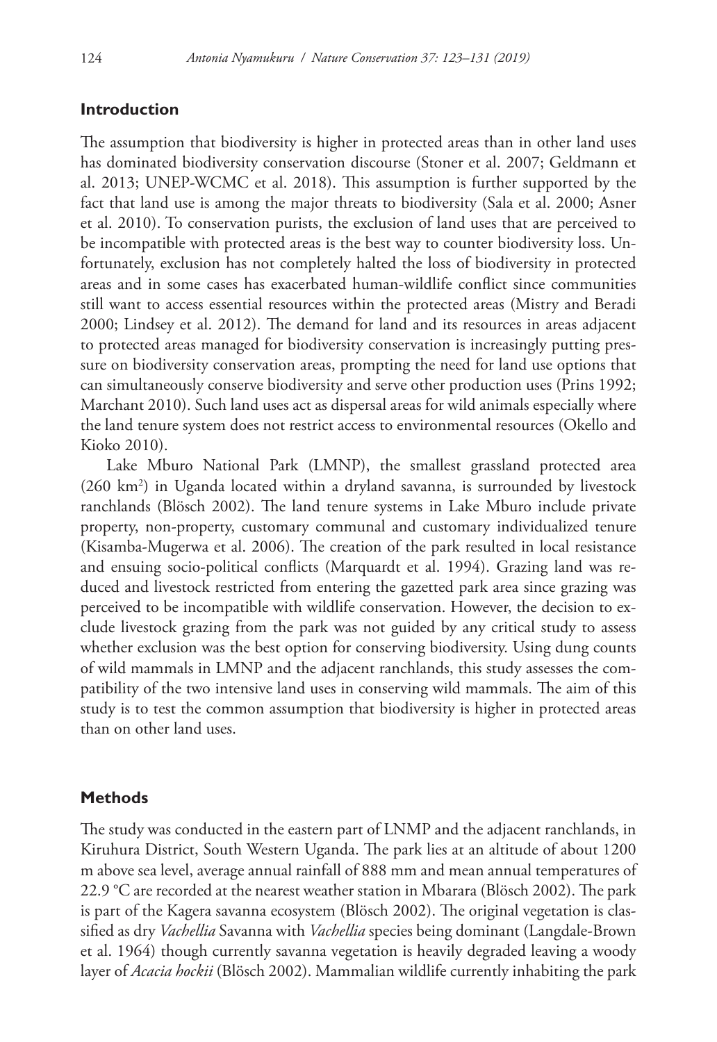## Introduction

The assumption that biodiversity is higher in protected areas than in other land uses has dominated biodiversity conservation discourse (Stoner et al. 2007; Geldmann et al. 2013; UNEP-WCMC et al. 2018). This assumption is further supported by the fact that land use is among the major threats to biodiversity (Sala et al. 2000; Asner et al. 2010). To conservation purists, the exclusion of land uses that are perceived to be incompatible with protected areas is the best way to counter biodiversity loss. Unfortunately, exclusion has not completely halted the loss of biodiversity in protected areas and in some cases has exacerbated human-wildlife conflict since communities still want to access essential resources within the protected areas (Mistry and Beradi 2000; Lindsey et al. 2012). The demand for land and its resources in areas adjacent to protected areas managed for biodiversity conservation is increasingly putting pressure on biodiversity conservation areas, prompting the need for land use options that can simultaneously conserve biodiversity and serve other production uses (Prins 1992; Marchant 2010). Such land uses act as dispersal areas for wild animals especially where the land tenure system does not restrict access to environmental resources (Okello and Kioko 2010).

Lake Mburo National Park (LMNP), the smallest grassland protected area (260 km$^2$) in Uganda located within a dryland savanna, is surrounded by livestock ranchlands (Blösch 2002). The land tenure systems in Lake Mburo include private property, non-property, customary communal and customary individualized tenure (Kisamba-Mugerwa et al. 2006). The creation of the park resulted in local resistance and ensuing socio-political conflicts (Marquardt et al. 1994). Grazing land was reduced and livestock restricted from entering the gazetted park area since grazing was perceived to be incompatible with wildlife conservation. However, the decision to exclude livestock grazing from the park was not guided by any critical study to assess whether exclusion was the best option for conserving biodiversity. Using dung counts of wild mammals in LMNP and the adjacent ranchlands, this study assesses the compatibility of the two intensive land uses in conserving wild mammals. The aim of this study is to test the common assumption that biodiversity is higher in protected areas than on other land uses.

## Methods

The study was conducted in the eastern part of LNMP and the adjacent ranchlands, in Kiruhura District, South Western Uganda. The park lies at an altitude of about 1200 m above sea level, average annual rainfall of 888 mm and mean annual temperatures of 22.9 °C are recorded at the nearest weather station in Mbarara (Blösch 2002). The park is part of the Kagera savanna ecosystem (Blösch 2002). The original vegetation is classified as dry *Vachellia* Savanna with *Vachellia* species being dominant (Langdale-Brown et al. 1964) though currently savanna vegetation is heavily degraded leaving a woody layer of *Acacia hockii* (Blösch 2002). Mammalian wildlife currently inhabiting the park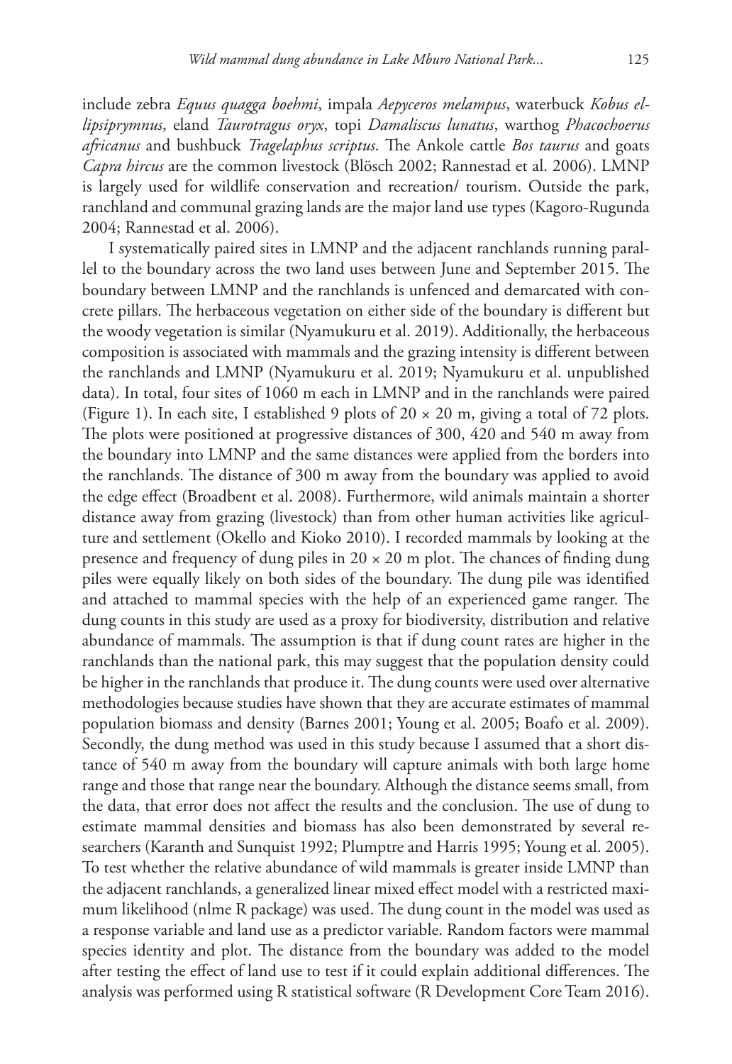include zebra *Equus quagga boehmi*, impala *Aepyceros melampus*, waterbuck *Kobus ellipsiprymnus*, eland *Taurotragus oryx*, topi *Damaliscus lunatus*, warthog *Phacochoerus africanus* and bushbuck *Tragelaphus scriptus*. The Ankole cattle *Bos taurus* and goats *Capra hircus* are the common livestock (Blösch 2002; Rannestad et al. 2006). LMNP is largely used for wildlife conservation and recreation/ tourism. Outside the park, ranchland and communal grazing lands are the major land use types (Kagoro-Rugunda 2004; Rannestad et al. 2006).

I systematically paired sites in LMNP and the adjacent ranchlands running parallel to the boundary across the two land uses between June and September 2015. The boundary between LMNP and the ranchlands is unfenced and demarcated with concrete pillars. The herbaceous vegetation on either side of the boundary is different but the woody vegetation is similar (Nyamukuru et al. 2019). Additionally, the herbaceous composition is associated with mammals and the grazing intensity is different between the ranchlands and LMNP (Nyamukuru et al. 2019; Nyamukuru et al. unpublished data). In total, four sites of 1060 m each in LMNP and in the ranchlands were paired (Figure 1). In each site, I established 9 plots of 20 × 20 m, giving a total of 72 plots. The plots were positioned at progressive distances of 300, 420 and 540 m away from the boundary into LMNP and the same distances were applied from the borders into the ranchlands. The distance of 300 m away from the boundary was applied to avoid the edge effect (Broadbent et al. 2008). Furthermore, wild animals maintain a shorter distance away from grazing (livestock) than from other human activities like agriculture and settlement (Okello and Kioko 2010). I recorded mammals by looking at the presence and frequency of dung piles in 20 × 20 m plot. The chances of finding dung piles were equally likely on both sides of the boundary. The dung pile was identified and attached to mammal species with the help of an experienced game ranger. The dung counts in this study are used as a proxy for biodiversity, distribution and relative abundance of mammals. The assumption is that if dung count rates are higher in the ranchlands than the national park, this may suggest that the population density could be higher in the ranchlands that produce it. The dung counts were used over alternative methodologies because studies have shown that they are accurate estimates of mammal population biomass and density (Barnes 2001; Young et al. 2005; Boafo et al. 2009). Secondly, the dung method was used in this study because I assumed that a short distance of 540 m away from the boundary will capture animals with both large home range and those that range near the boundary. Although the distance seems small, from the data, that error does not affect the results and the conclusion. The use of dung to estimate mammal densities and biomass has also been demonstrated by several researchers (Karanth and Sunquist 1992; Plumptre and Harris 1995; Young et al. 2005). To test whether the relative abundance of wild mammals is greater inside LMNP than the adjacent ranchlands, a generalized linear mixed effect model with a restricted maximum likelihood (nlme R package) was used. The dung count in the model was used as a response variable and land use as a predictor variable. Random factors were mammal species identity and plot. The distance from the boundary was added to the model after testing the effect of land use to test if it could explain additional differences. The analysis was performed using R statistical software (R Development Core Team 2016).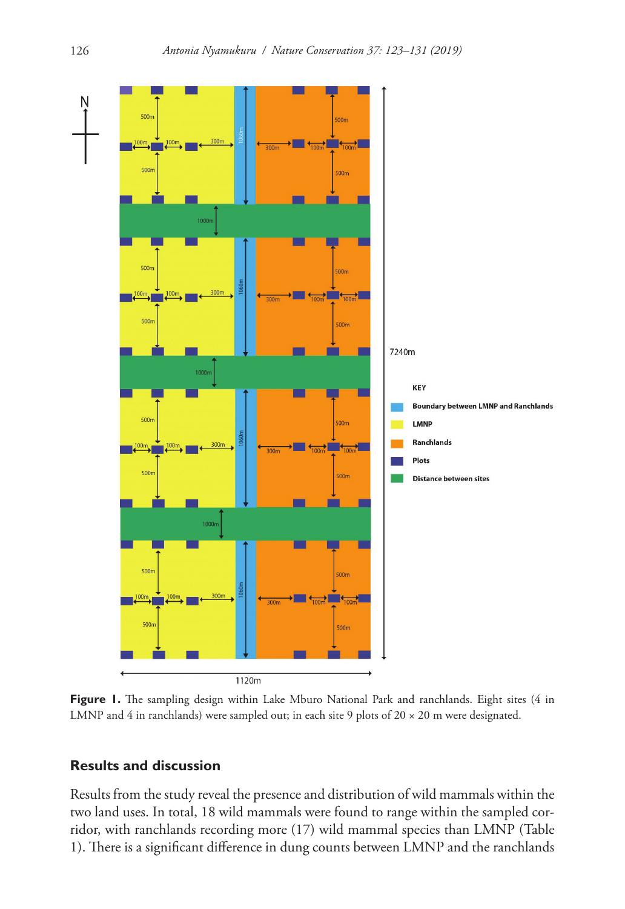**Figure 1.** The sampling design within Lake Mburo National Park and ranchlands. Eight sites (4 in LMNP and 4 in ranchlands) were sampled out; in each site 9 plots of 20 × 20 m were designated.

## Results and discussion

Results from the study reveal the presence and distribution of wild mammals within the two land uses. In total, 18 wild mammals were found to range within the sampled corridor, with ranchlands recording more (17) wild mammal species than LMNP (Table 1). There is a significant difference in dung counts between LMNP and the ranchlands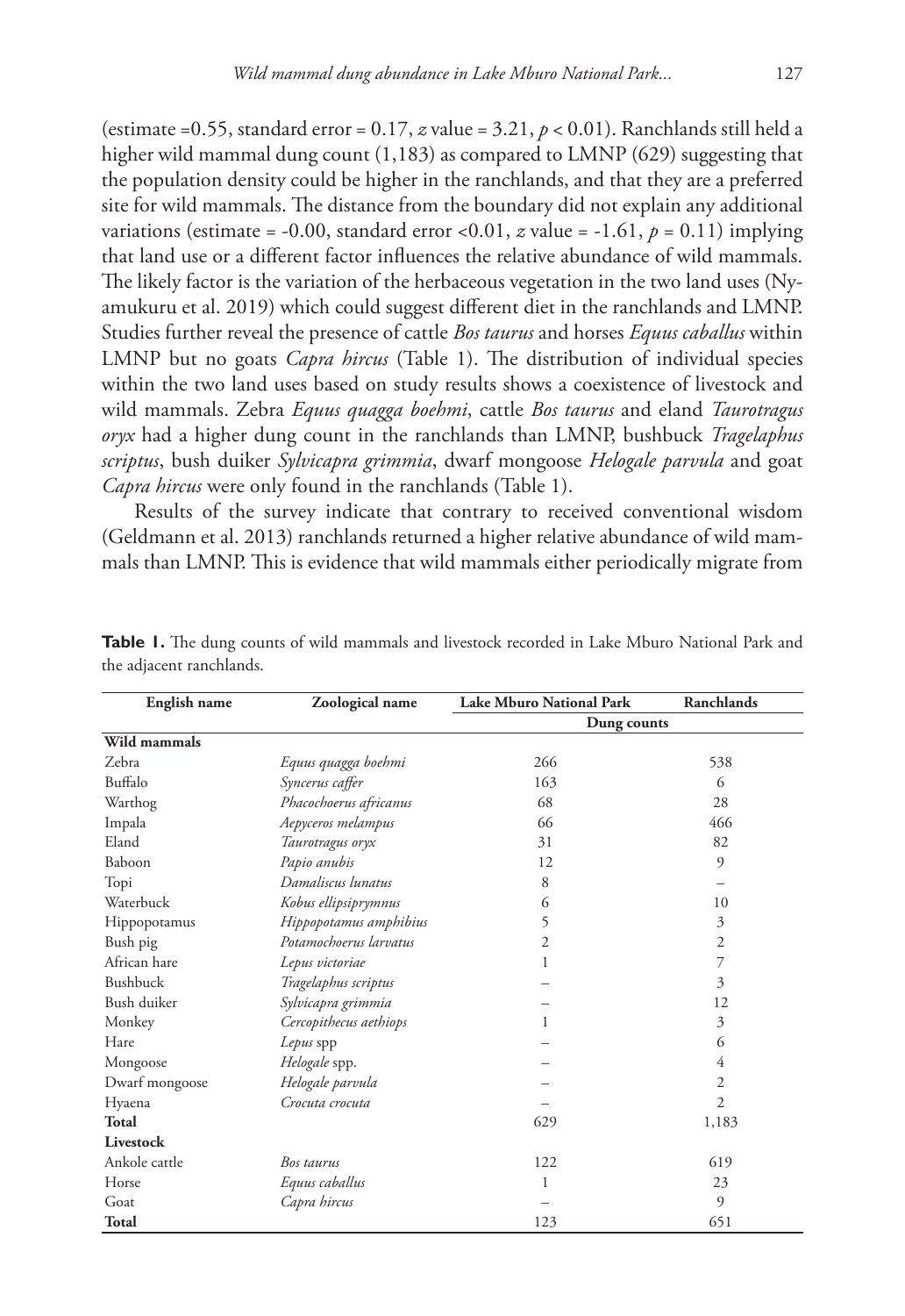(estimate =0.55, standard error = 0.17, $z$ value = 3.21, $p < 0.01$). Ranchlands still held a higher wild mammal dung count (1,183) as compared to LMNP (629) suggesting that the population density could be higher in the ranchlands, and that they are a preferred site for wild mammals. The distance from the boundary did not explain any additional variations (estimate = -0.00, standard error <0.01, $z$ value = -1.61, $p = 0.11$) implying that land use or a different factor influences the relative abundance of wild mammals. The likely factor is the variation of the herbaceous vegetation in the two land uses (Nyamukuru et al. 2019) which could suggest different diet in the ranchlands and LMNP. Studies further reveal the presence of cattle *Bos taurus* and horses *Equus caballus* within LMNP but no goats *Capra hircus* (Table 1). The distribution of individual species within the two land uses based on study results shows a coexistence of livestock and wild mammals. Zebra *Equus quagga boehmi*, cattle *Bos taurus* and eland *Taurotragus oryx* had a higher dung count in the ranchlands than LMNP, bushbuck *Tragelaphus scriptus*, bush duiker *Sylvicapra grimmia*, dwarf mongoose *Helogale parvula* and goat *Capra hircus* were only found in the ranchlands (Table 1).

Results of the survey indicate that contrary to received conventional wisdom (Geldmann et al. 2013) ranchlands returned a higher relative abundance of wild mammals than LMNP. This is evidence that wild mammals either periodically migrate from

**Table 1.** The dung counts of wild mammals and livestock recorded in Lake Mburo National Park and the adjacent ranchlands.

| English name | Zoological name | Lake Mburo National Park | Ranchlands |
|---|---|---|---|
| | | Dung counts | |
| **Wild mammals** | | | |
| Zebra | *Equus quagga boehmi* | 266 | 538 |
| Buffalo | *Syncerus caffer* | 163 | 6 |
| Warthog | *Phacochoerus africanus* | 68 | 28 |
| Impala | *Aepyceros melampus* | 66 | 466 |
| Eland | *Taurotragus oryx* | 31 | 82 |
| Baboon | *Papio anubis* | 12 | 9 |
| Topi | *Damaliscus lunatus* | 8 | – |
| Waterbuck | *Kobus ellipsiprymnus* | 6 | 10 |
| Hippopotamus | *Hippopotamus amphibius* | 5 | 3 |
| Bush pig | *Potamochoerus larvatus* | 2 | 2 |
| African hare | *Lepus victoriae* | 1 | 7 |
| Bushbuck | *Tragelaphus scriptus* | – | 3 |
| Bush duiker | *Sylvicapra grimmia* | – | 12 |
| Monkey | *Cercopithecus aethiops* | 1 | 3 |
| Hare | *Lepus* spp | – | 6 |
| Mongoose | *Helogale* spp. | – | 4 |
| Dwarf mongoose | *Helogale parvula* | – | 2 |
| Hyaena | *Crocuta crocuta* | – | 2 |
| **Total** | | 629 | 1,183 |
| **Livestock** | | | |
| Ankole cattle | *Bos taurus* | 122 | 619 |
| Horse | *Equus caballus* | 1 | 23 |
| Goat | *Capra hircus* | – | 9 |
| **Total** | | 123 | 651 |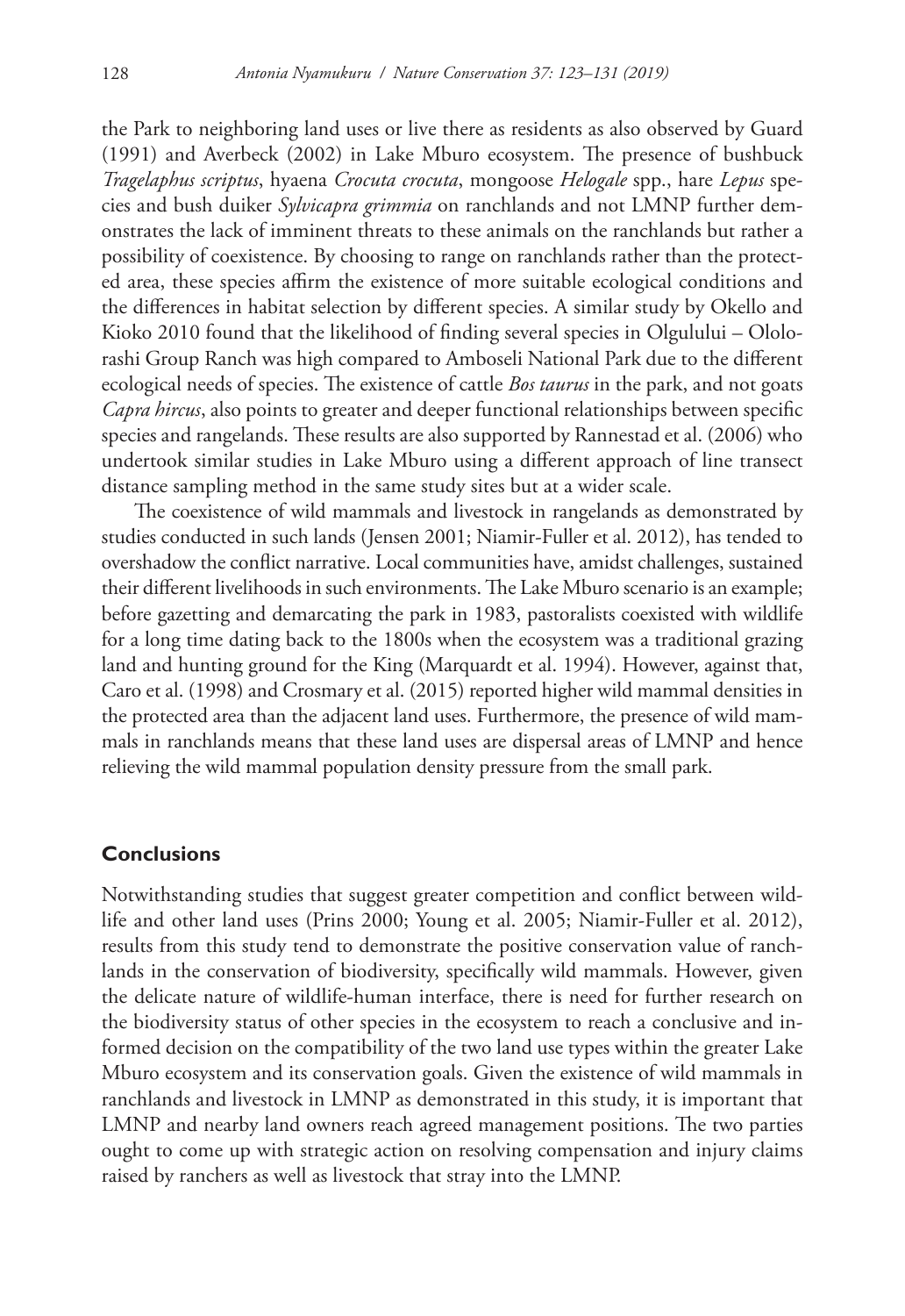the Park to neighboring land uses or live there as residents as also observed by Guard (1991) and Averbeck (2002) in Lake Mburo ecosystem. The presence of bushbuck *Tragelaphus scriptus*, hyaena *Crocuta crocuta*, mongoose *Helogale* spp., hare *Lepus* species and bush duiker *Sylvicapra grimmia* on ranchlands and not LMNP further demonstrates the lack of imminent threats to these animals on the ranchlands but rather a possibility of coexistence. By choosing to range on ranchlands rather than the protected area, these species affirm the existence of more suitable ecological conditions and the differences in habitat selection by different species. A similar study by Okello and Kioko 2010 found that the likelihood of finding several species in Olgulului – Ololorashi Group Ranch was high compared to Amboseli National Park due to the different ecological needs of species. The existence of cattle *Bos taurus* in the park, and not goats *Capra hircus*, also points to greater and deeper functional relationships between specific species and rangelands. These results are also supported by Rannestad et al. (2006) who undertook similar studies in Lake Mburo using a different approach of line transect distance sampling method in the same study sites but at a wider scale.

The coexistence of wild mammals and livestock in rangelands as demonstrated by studies conducted in such lands (Jensen 2001; Niamir-Fuller et al. 2012), has tended to overshadow the conflict narrative. Local communities have, amidst challenges, sustained their different livelihoods in such environments. The Lake Mburo scenario is an example; before gazetting and demarcating the park in 1983, pastoralists coexisted with wildlife for a long time dating back to the 1800s when the ecosystem was a traditional grazing land and hunting ground for the King (Marquardt et al. 1994). However, against that, Caro et al. (1998) and Crosmary et al. (2015) reported higher wild mammal densities in the protected area than the adjacent land uses. Furthermore, the presence of wild mammals in ranchlands means that these land uses are dispersal areas of LMNP and hence relieving the wild mammal population density pressure from the small park.

## Conclusions

Notwithstanding studies that suggest greater competition and conflict between wildlife and other land uses (Prins 2000; Young et al. 2005; Niamir-Fuller et al. 2012), results from this study tend to demonstrate the positive conservation value of ranchlands in the conservation of biodiversity, specifically wild mammals. However, given the delicate nature of wildlife-human interface, there is need for further research on the biodiversity status of other species in the ecosystem to reach a conclusive and informed decision on the compatibility of the two land use types within the greater Lake Mburo ecosystem and its conservation goals. Given the existence of wild mammals in ranchlands and livestock in LMNP as demonstrated in this study, it is important that LMNP and nearby land owners reach agreed management positions. The two parties ought to come up with strategic action on resolving compensation and injury claims raised by ranchers as well as livestock that stray into the LMNP.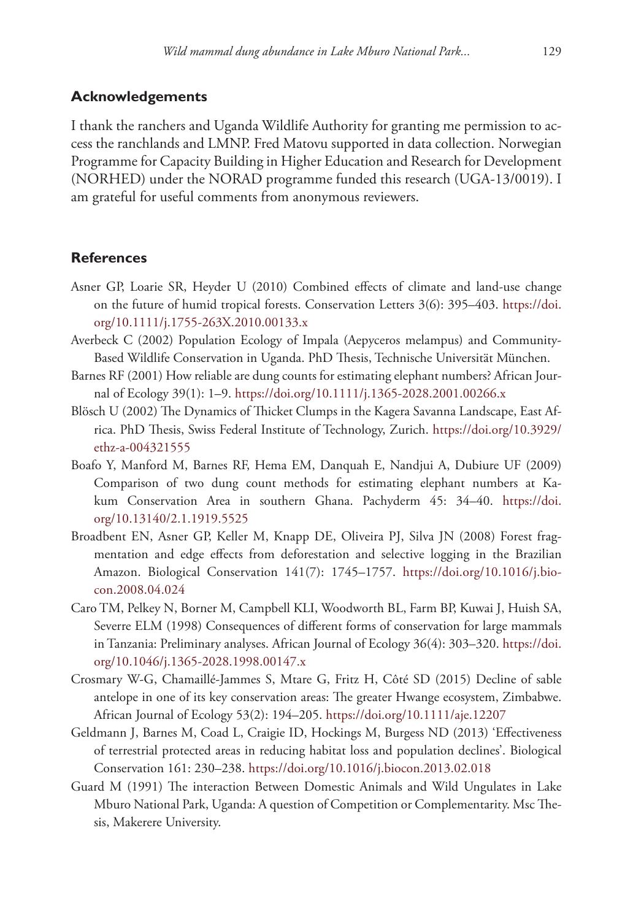## Acknowledgements

I thank the ranchers and Uganda Wildlife Authority for granting me permission to access the ranchlands and LMNP. Fred Matovu supported in data collection. Norwegian Programme for Capacity Building in Higher Education and Research for Development (NORHED) under the NORAD programme funded this research (UGA-13/0019). I am grateful for useful comments from anonymous reviewers.

## References

Asner GP, Loarie SR, Heyder U (2010) Combined effects of climate and land-use change on the future of humid tropical forests. Conservation Letters 3(6): 395–403. https://doi.org/10.1111/j.1755-263X.2010.00133.x

Averbeck C (2002) Population Ecology of Impala (Aepyceros melampus) and Community-Based Wildlife Conservation in Uganda. PhD Thesis, Technische Universität München.

Barnes RF (2001) How reliable are dung counts for estimating elephant numbers? African Journal of Ecology 39(1): 1–9. https://doi.org/10.1111/j.1365-2028.2001.00266.x

Blösch U (2002) The Dynamics of Thicket Clumps in the Kagera Savanna Landscape, East Africa. PhD Thesis, Swiss Federal Institute of Technology, Zurich. https://doi.org/10.3929/ethz-a-004321555

Boafo Y, Manford M, Barnes RF, Hema EM, Danquah E, Nandjui A, Dubiure UF (2009) Comparison of two dung count methods for estimating elephant numbers at Kakum Conservation Area in southern Ghana. Pachyderm 45: 34–40. https://doi.org/10.13140/2.1.1919.5525

Broadbent EN, Asner GP, Keller M, Knapp DE, Oliveira PJ, Silva JN (2008) Forest fragmentation and edge effects from deforestation and selective logging in the Brazilian Amazon. Biological Conservation 141(7): 1745–1757. https://doi.org/10.1016/j.biocon.2008.04.024

Caro TM, Pelkey N, Borner M, Campbell KLI, Woodworth BL, Farm BP, Kuwai J, Huish SA, Severre ELM (1998) Consequences of different forms of conservation for large mammals in Tanzania: Preliminary analyses. African Journal of Ecology 36(4): 303–320. https://doi.org/10.1046/j.1365-2028.1998.00147.x

Crosmary W-G, Chamaillé-Jammes S, Mtare G, Fritz H, Côté SD (2015) Decline of sable antelope in one of its key conservation areas: The greater Hwange ecosystem, Zimbabwe. African Journal of Ecology 53(2): 194–205. https://doi.org/10.1111/aje.12207

Geldmann J, Barnes M, Coad L, Craigie ID, Hockings M, Burgess ND (2013) 'Effectiveness of terrestrial protected areas in reducing habitat loss and population declines'. Biological Conservation 161: 230–238. https://doi.org/10.1016/j.biocon.2013.02.018

Guard M (1991) The interaction Between Domestic Animals and Wild Ungulates in Lake Mburo National Park, Uganda: A question of Competition or Complementarity. Msc Thesis, Makerere University.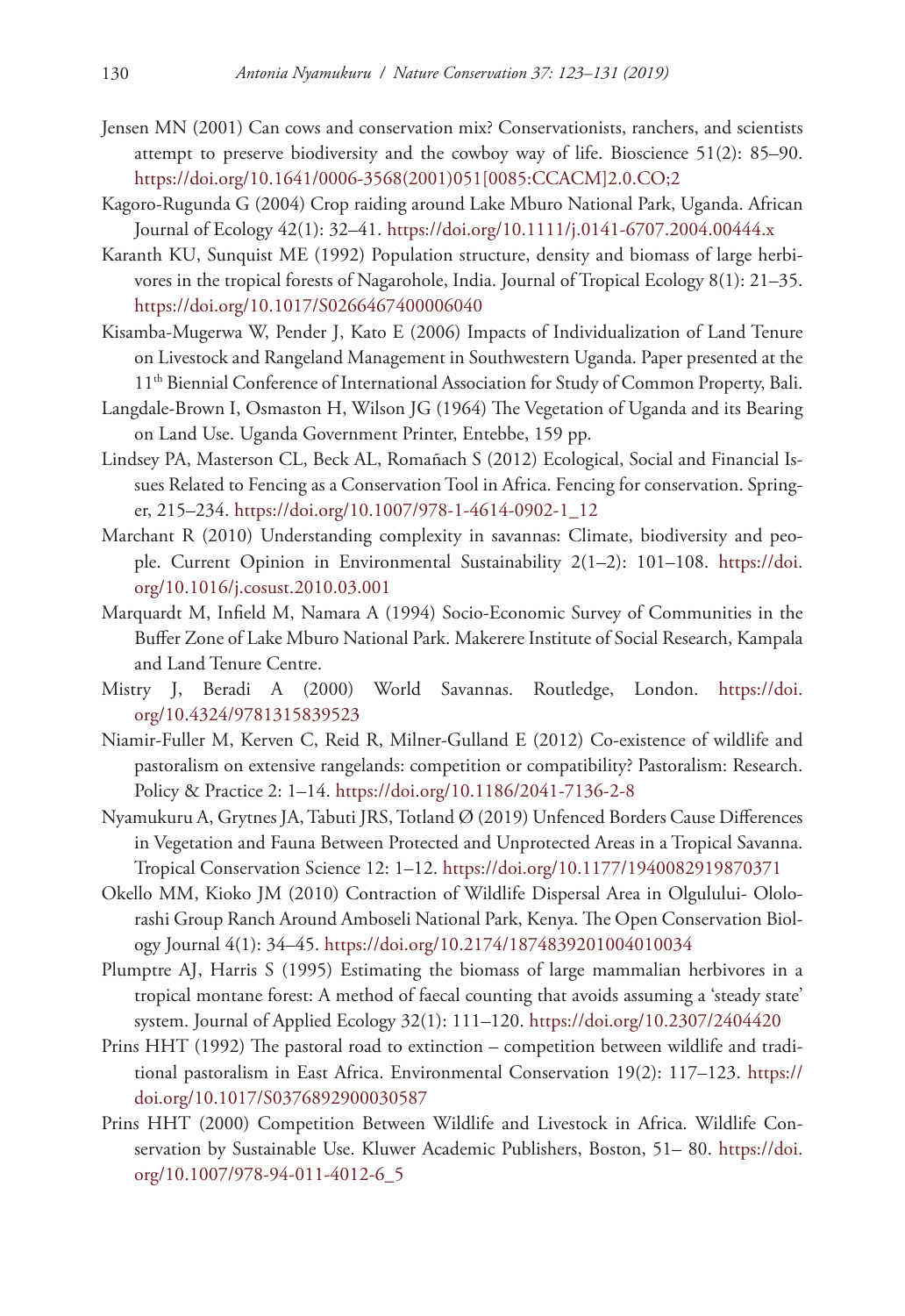Jensen MN (2001) Can cows and conservation mix? Conservationists, ranchers, and scientists attempt to preserve biodiversity and the cowboy way of life. Bioscience 51(2): 85–90. https://doi.org/10.1641/0006-3568(2001)051[0085:CCACM]2.0.CO;2

Kagoro-Rugunda G (2004) Crop raiding around Lake Mburo National Park, Uganda. African Journal of Ecology 42(1): 32–41. https://doi.org/10.1111/j.0141-6707.2004.00444.x

Karanth KU, Sunquist ME (1992) Population structure, density and biomass of large herbivores in the tropical forests of Nagarohole, India. Journal of Tropical Ecology 8(1): 21–35. https://doi.org/10.1017/S0266467400006040

Kisamba-Mugerwa W, Pender J, Kato E (2006) Impacts of Individualization of Land Tenure on Livestock and Rangeland Management in Southwestern Uganda. Paper presented at the 11th Biennial Conference of International Association for Study of Common Property, Bali.

Langdale-Brown I, Osmaston H, Wilson JG (1964) The Vegetation of Uganda and its Bearing on Land Use. Uganda Government Printer, Entebbe, 159 pp.

Lindsey PA, Masterson CL, Beck AL, Romañach S (2012) Ecological, Social and Financial Issues Related to Fencing as a Conservation Tool in Africa. Fencing for conservation. Springer, 215–234. https://doi.org/10.1007/978-1-4614-0902-1_12

Marchant R (2010) Understanding complexity in savannas: Climate, biodiversity and people. Current Opinion in Environmental Sustainability 2(1–2): 101–108. https://doi.org/10.1016/j.cosust.2010.03.001

Marquardt M, Infield M, Namara A (1994) Socio-Economic Survey of Communities in the Buffer Zone of Lake Mburo National Park. Makerere Institute of Social Research, Kampala and Land Tenure Centre.

Mistry J, Beradi A (2000) World Savannas. Routledge, London. https://doi.org/10.4324/9781315839523

Niamir-Fuller M, Kerven C, Reid R, Milner-Gulland E (2012) Co-existence of wildlife and pastoralism on extensive rangelands: competition or compatibility? Pastoralism: Research. Policy & Practice 2: 1–14. https://doi.org/10.1186/2041-7136-2-8

Nyamukuru A, Grytnes JA, Tabuti JRS, Totland Ø (2019) Unfenced Borders Cause Differences in Vegetation and Fauna Between Protected and Unprotected Areas in a Tropical Savanna. Tropical Conservation Science 12: 1–12. https://doi.org/10.1177/1940082919870371

Okello MM, Kioko JM (2010) Contraction of Wildlife Dispersal Area in Olgulului- Ololorashi Group Ranch Around Amboseli National Park, Kenya. The Open Conservation Biology Journal 4(1): 34–45. https://doi.org/10.2174/1874839201004010034

Plumptre AJ, Harris S (1995) Estimating the biomass of large mammalian herbivores in a tropical montane forest: A method of faecal counting that avoids assuming a 'steady state' system. Journal of Applied Ecology 32(1): 111–120. https://doi.org/10.2307/2404420

Prins HHT (1992) The pastoral road to extinction – competition between wildlife and traditional pastoralism in East Africa. Environmental Conservation 19(2): 117–123. https://doi.org/10.1017/S0376892900030587

Prins HHT (2000) Competition Between Wildlife and Livestock in Africa. Wildlife Conservation by Sustainable Use. Kluwer Academic Publishers, Boston, 51– 80. https://doi.org/10.1007/978-94-011-4012-6_5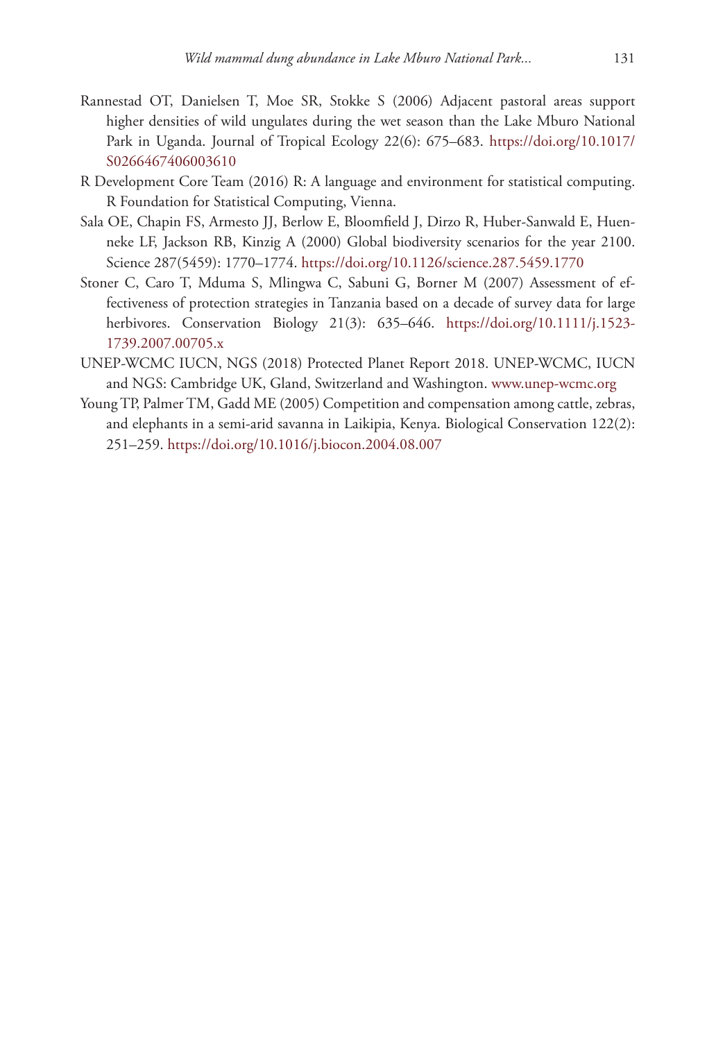Rannestad OT, Danielsen T, Moe SR, Stokke S (2006) Adjacent pastoral areas support higher densities of wild ungulates during the wet season than the Lake Mburo National Park in Uganda. Journal of Tropical Ecology 22(6): 675–683. https://doi.org/10.1017/S0266467406003610

R Development Core Team (2016) R: A language and environment for statistical computing. R Foundation for Statistical Computing, Vienna.

Sala OE, Chapin FS, Armesto JJ, Berlow E, Bloomfield J, Dirzo R, Huber-Sanwald E, Huenneke LF, Jackson RB, Kinzig A (2000) Global biodiversity scenarios for the year 2100. Science 287(5459): 1770–1774. https://doi.org/10.1126/science.287.5459.1770

Stoner C, Caro T, Mduma S, Mlingwa C, Sabuni G, Borner M (2007) Assessment of effectiveness of protection strategies in Tanzania based on a decade of survey data for large herbivores. Conservation Biology 21(3): 635–646. https://doi.org/10.1111/j.1523-1739.2007.00705.x

UNEP-WCMC IUCN, NGS (2018) Protected Planet Report 2018. UNEP-WCMC, IUCN and NGS: Cambridge UK, Gland, Switzerland and Washington. www.unep-wcmc.org

Young TP, Palmer TM, Gadd ME (2005) Competition and compensation among cattle, zebras, and elephants in a semi-arid savanna in Laikipia, Kenya. Biological Conservation 122(2): 251–259. https://doi.org/10.1016/j.biocon.2004.08.007